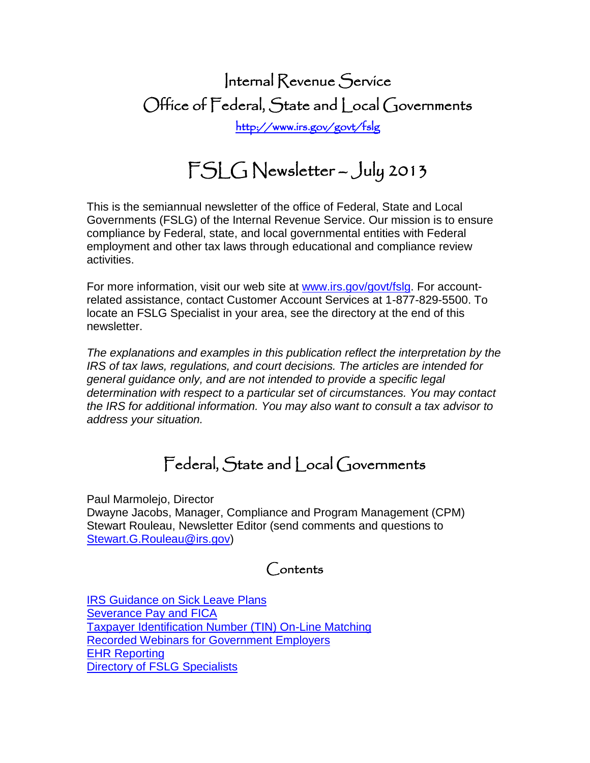# Internal Revenue Service
# Office of Federal, State and Local Governments

[http://www.irs.gov/govt/fslg](http://www.irs.gov/govt/fslg)

# FSLG Newsletter – July 2013

This is the semiannual newsletter of the office of Federal, State and Local Governments (FSLG) of the Internal Revenue Service. Our mission is to ensure compliance by Federal, state, and local governmental entities with Federal employment and other tax laws through educational and compliance review activities.

For more information, visit our web site at [www.irs.gov/govt/fslg](http://www.irs.gov/govt/fslg). For account-related assistance, contact Customer Account Services at 1-877-829-5500. To locate an FSLG Specialist in your area, see the directory at the end of this newsletter.

*The explanations and examples in this publication reflect the interpretation by the IRS of tax laws, regulations, and court decisions. The articles are intended for general guidance only, and are not intended to provide a specific legal determination with respect to a particular set of circumstances. You may contact the IRS for additional information. You may also want to consult a tax advisor to address your situation.*

## Federal, State and Local Governments

Paul Marmolejo, Director
Dwayne Jacobs, Manager, Compliance and Program Management (CPM)
Stewart Rouleau, Newsletter Editor (send comments and questions to [Stewart.G.Rouleau@irs.gov](mailto:Stewart.G.Rouleau@irs.gov))

## Contents

[IRS Guidance on Sick Leave Plans](#)
[Severance Pay and FICA](#)
[Taxpayer Identification Number (TIN) On-Line Matching](#)
[Recorded Webinars for Government Employers](#)
[EHR Reporting](#)
[Directory of FSLG Specialists](#)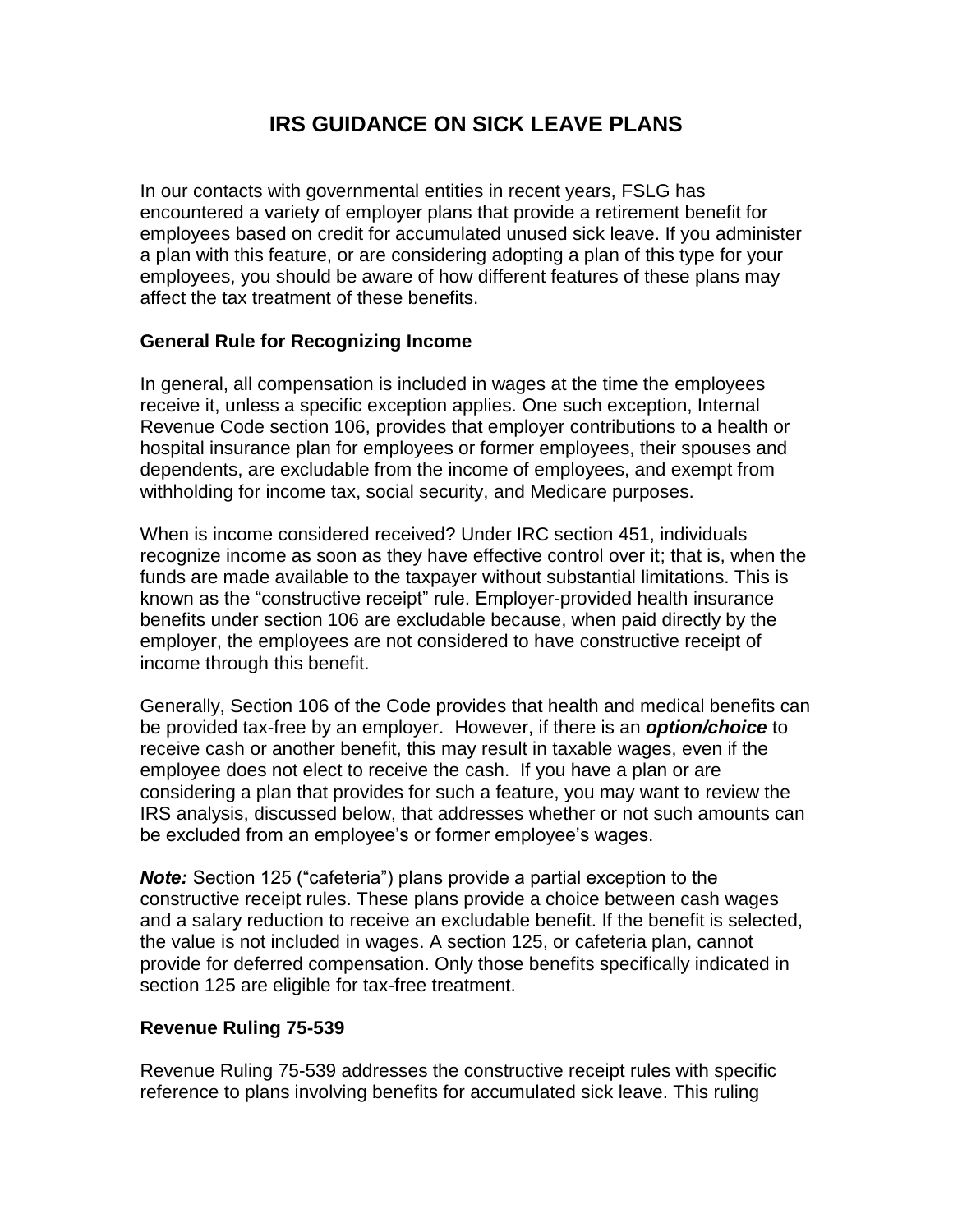# IRS GUIDANCE ON SICK LEAVE PLANS

In our contacts with governmental entities in recent years, FSLG has encountered a variety of employer plans that provide a retirement benefit for employees based on credit for accumulated unused sick leave. If you administer a plan with this feature, or are considering adopting a plan of this type for your employees, you should be aware of how different features of these plans may affect the tax treatment of these benefits.

### General Rule for Recognizing Income

In general, all compensation is included in wages at the time the employees receive it, unless a specific exception applies. One such exception, Internal Revenue Code section 106, provides that employer contributions to a health or hospital insurance plan for employees or former employees, their spouses and dependents, are excludable from the income of employees, and exempt from withholding for income tax, social security, and Medicare purposes.

When is income considered received? Under IRC section 451, individuals recognize income as soon as they have effective control over it; that is, when the funds are made available to the taxpayer without substantial limitations. This is known as the "constructive receipt" rule. Employer-provided health insurance benefits under section 106 are excludable because, when paid directly by the employer, the employees are not considered to have constructive receipt of income through this benefit.

Generally, Section 106 of the Code provides that health and medical benefits can be provided tax-free by an employer. However, if there is an ***option/choice*** to receive cash or another benefit, this may result in taxable wages, even if the employee does not elect to receive the cash. If you have a plan or are considering a plan that provides for such a feature, you may want to review the IRS analysis, discussed below, that addresses whether or not such amounts can be excluded from an employee's or former employee's wages.

***Note:*** Section 125 ("cafeteria") plans provide a partial exception to the constructive receipt rules. These plans provide a choice between cash wages and a salary reduction to receive an excludable benefit. If the benefit is selected, the value is not included in wages. A section 125, or cafeteria plan, cannot provide for deferred compensation. Only those benefits specifically indicated in section 125 are eligible for tax-free treatment.

### Revenue Ruling 75-539

Revenue Ruling 75-539 addresses the constructive receipt rules with specific reference to plans involving benefits for accumulated sick leave. This ruling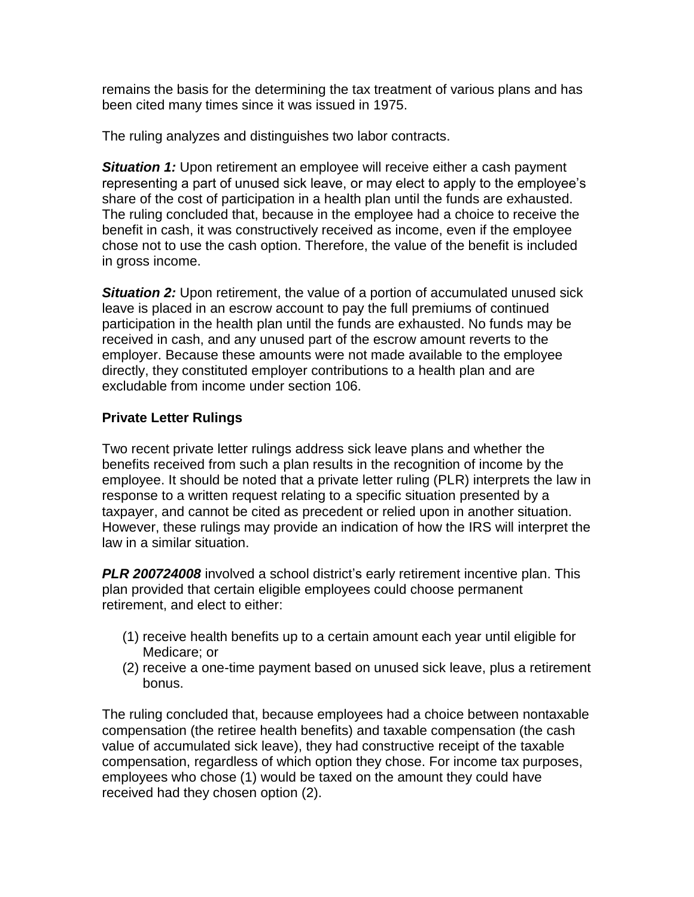remains the basis for the determining the tax treatment of various plans and has been cited many times since it was issued in 1975.

The ruling analyzes and distinguishes two labor contracts.

***Situation 1:*** Upon retirement an employee will receive either a cash payment representing a part of unused sick leave, or may elect to apply to the employee's share of the cost of participation in a health plan until the funds are exhausted. The ruling concluded that, because in the employee had a choice to receive the benefit in cash, it was constructively received as income, even if the employee chose not to use the cash option. Therefore, the value of the benefit is included in gross income.

***Situation 2:*** Upon retirement, the value of a portion of accumulated unused sick leave is placed in an escrow account to pay the full premiums of continued participation in the health plan until the funds are exhausted. No funds may be received in cash, and any unused part of the escrow amount reverts to the employer. Because these amounts were not made available to the employee directly, they constituted employer contributions to a health plan and are excludable from income under section 106.

**Private Letter Rulings**

Two recent private letter rulings address sick leave plans and whether the benefits received from such a plan results in the recognition of income by the employee. It should be noted that a private letter ruling (PLR) interprets the law in response to a written request relating to a specific situation presented by a taxpayer, and cannot be cited as precedent or relied upon in another situation. However, these rulings may provide an indication of how the IRS will interpret the law in a similar situation.

***PLR 200724008*** involved a school district's early retirement incentive plan. This plan provided that certain eligible employees could choose permanent retirement, and elect to either:

(1) receive health benefits up to a certain amount each year until eligible for Medicare; or
(2) receive a one-time payment based on unused sick leave, plus a retirement bonus.

The ruling concluded that, because employees had a choice between nontaxable compensation (the retiree health benefits) and taxable compensation (the cash value of accumulated sick leave), they had constructive receipt of the taxable compensation, regardless of which option they chose. For income tax purposes, employees who chose (1) would be taxed on the amount they could have received had they chosen option (2).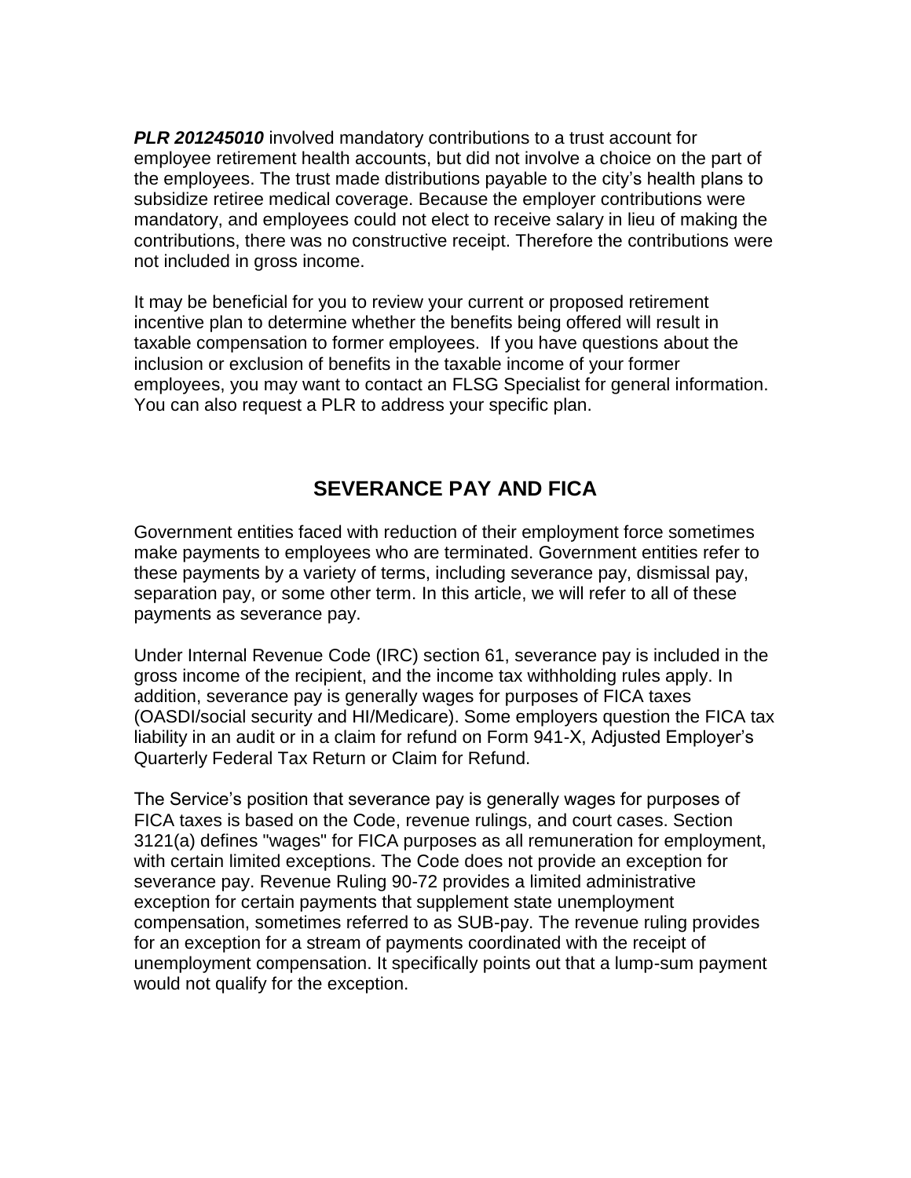***PLR 201245010*** involved mandatory contributions to a trust account for employee retirement health accounts, but did not involve a choice on the part of the employees. The trust made distributions payable to the city's health plans to subsidize retiree medical coverage. Because the employer contributions were mandatory, and employees could not elect to receive salary in lieu of making the contributions, there was no constructive receipt. Therefore the contributions were not included in gross income.

It may be beneficial for you to review your current or proposed retirement incentive plan to determine whether the benefits being offered will result in taxable compensation to former employees. If you have questions about the inclusion or exclusion of benefits in the taxable income of your former employees, you may want to contact an FLSG Specialist for general information. You can also request a PLR to address your specific plan.

## SEVERANCE PAY AND FICA

Government entities faced with reduction of their employment force sometimes make payments to employees who are terminated. Government entities refer to these payments by a variety of terms, including severance pay, dismissal pay, separation pay, or some other term. In this article, we will refer to all of these payments as severance pay.

Under Internal Revenue Code (IRC) section 61, severance pay is included in the gross income of the recipient, and the income tax withholding rules apply. In addition, severance pay is generally wages for purposes of FICA taxes (OASDI/social security and HI/Medicare). Some employers question the FICA tax liability in an audit or in a claim for refund on Form 941-X, Adjusted Employer's Quarterly Federal Tax Return or Claim for Refund.

The Service's position that severance pay is generally wages for purposes of FICA taxes is based on the Code, revenue rulings, and court cases. Section 3121(a) defines "wages" for FICA purposes as all remuneration for employment, with certain limited exceptions. The Code does not provide an exception for severance pay. Revenue Ruling 90-72 provides a limited administrative exception for certain payments that supplement state unemployment compensation, sometimes referred to as SUB-pay. The revenue ruling provides for an exception for a stream of payments coordinated with the receipt of unemployment compensation. It specifically points out that a lump-sum payment would not qualify for the exception.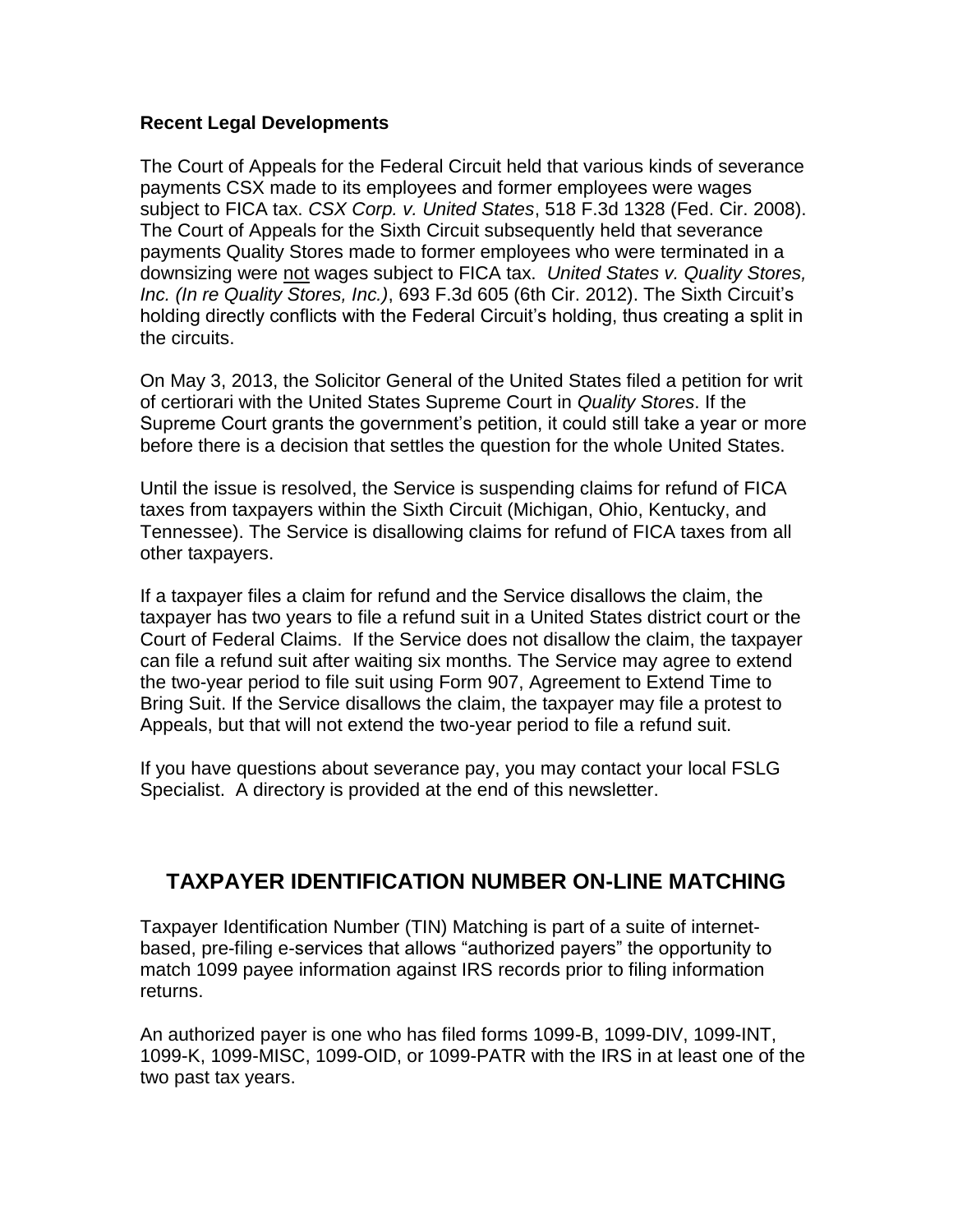**Recent Legal Developments**

The Court of Appeals for the Federal Circuit held that various kinds of severance payments CSX made to its employees and former employees were wages subject to FICA tax. *CSX Corp. v. United States*, 518 F.3d 1328 (Fed. Cir. 2008). The Court of Appeals for the Sixth Circuit subsequently held that severance payments Quality Stores made to former employees who were terminated in a downsizing were not wages subject to FICA tax. *United States v. Quality Stores, Inc. (In re Quality Stores, Inc.)*, 693 F.3d 605 (6th Cir. 2012). The Sixth Circuit's holding directly conflicts with the Federal Circuit's holding, thus creating a split in the circuits.

On May 3, 2013, the Solicitor General of the United States filed a petition for writ of certiorari with the United States Supreme Court in *Quality Stores*. If the Supreme Court grants the government's petition, it could still take a year or more before there is a decision that settles the question for the whole United States.

Until the issue is resolved, the Service is suspending claims for refund of FICA taxes from taxpayers within the Sixth Circuit (Michigan, Ohio, Kentucky, and Tennessee). The Service is disallowing claims for refund of FICA taxes from all other taxpayers.

If a taxpayer files a claim for refund and the Service disallows the claim, the taxpayer has two years to file a refund suit in a United States district court or the Court of Federal Claims. If the Service does not disallow the claim, the taxpayer can file a refund suit after waiting six months. The Service may agree to extend the two-year period to file suit using Form 907, Agreement to Extend Time to Bring Suit. If the Service disallows the claim, the taxpayer may file a protest to Appeals, but that will not extend the two-year period to file a refund suit.

If you have questions about severance pay, you may contact your local FSLG Specialist. A directory is provided at the end of this newsletter.

## TAXPAYER IDENTIFICATION NUMBER ON-LINE MATCHING

Taxpayer Identification Number (TIN) Matching is part of a suite of internet-based, pre-filing e-services that allows "authorized payers" the opportunity to match 1099 payee information against IRS records prior to filing information returns.

An authorized payer is one who has filed forms 1099-B, 1099-DIV, 1099-INT, 1099-K, 1099-MISC, 1099-OID, or 1099-PATR with the IRS in at least one of the two past tax years.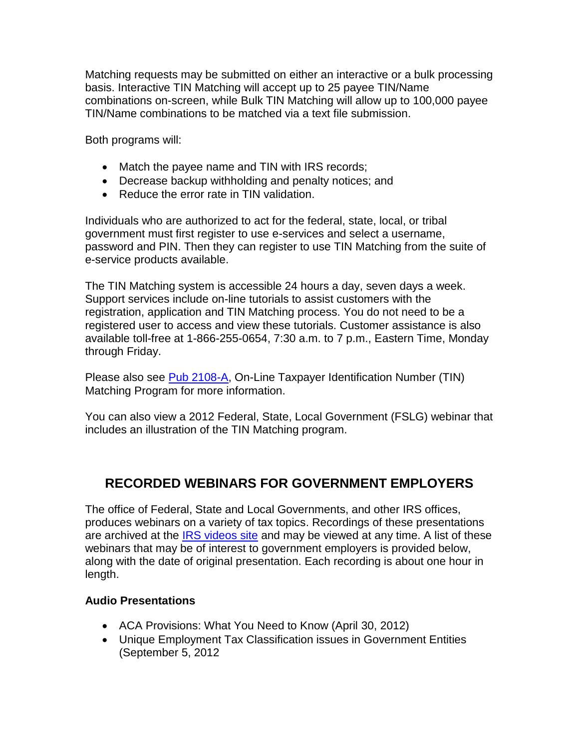Matching requests may be submitted on either an interactive or a bulk processing basis. Interactive TIN Matching will accept up to 25 payee TIN/Name combinations on-screen, while Bulk TIN Matching will allow up to 100,000 payee TIN/Name combinations to be matched via a text file submission.

Both programs will:

- Match the payee name and TIN with IRS records;
- Decrease backup withholding and penalty notices; and
- Reduce the error rate in TIN validation.

Individuals who are authorized to act for the federal, state, local, or tribal government must first register to use e-services and select a username, password and PIN. Then they can register to use TIN Matching from the suite of e-service products available.

The TIN Matching system is accessible 24 hours a day, seven days a week. Support services include on-line tutorials to assist customers with the registration, application and TIN Matching process. You do not need to be a registered user to access and view these tutorials. Customer assistance is also available toll-free at 1-866-255-0654, 7:30 a.m. to 7 p.m., Eastern Time, Monday through Friday.

Please also see Pub 2108-A, On-Line Taxpayer Identification Number (TIN) Matching Program for more information.

You can also view a 2012 Federal, State, Local Government (FSLG) webinar that includes an illustration of the TIN Matching program.

## RECORDED WEBINARS FOR GOVERNMENT EMPLOYERS

The office of Federal, State and Local Governments, and other IRS offices, produces webinars on a variety of tax topics. Recordings of these presentations are archived at the IRS videos site and may be viewed at any time. A list of these webinars that may be of interest to government employers is provided below, along with the date of original presentation. Each recording is about one hour in length.

**Audio Presentations**

- ACA Provisions: What You Need to Know (April 30, 2012)
- Unique Employment Tax Classification issues in Government Entities (September 5, 2012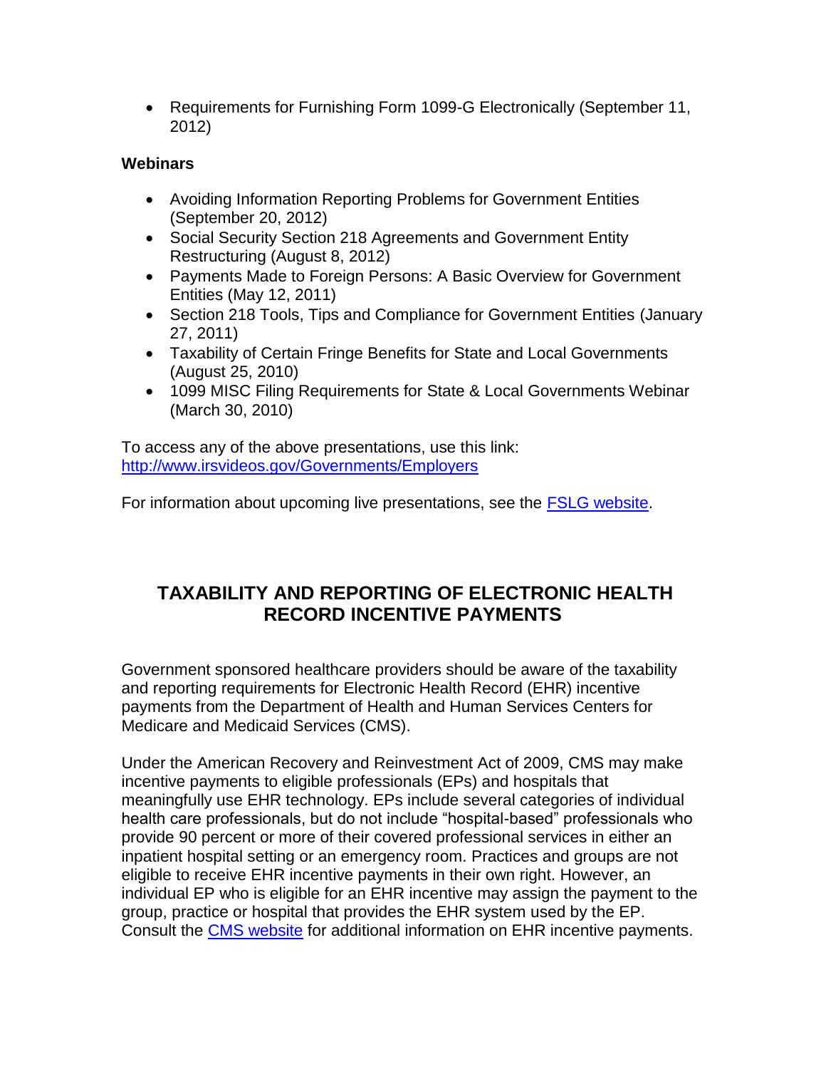- Requirements for Furnishing Form 1099-G Electronically (September 11, 2012)

**Webinars**

- Avoiding Information Reporting Problems for Government Entities (September 20, 2012)
- Social Security Section 218 Agreements and Government Entity Restructuring (August 8, 2012)
- Payments Made to Foreign Persons: A Basic Overview for Government Entities (May 12, 2011)
- Section 218 Tools, Tips and Compliance for Government Entities (January 27, 2011)
- Taxability of Certain Fringe Benefits for State and Local Governments (August 25, 2010)
- 1099 MISC Filing Requirements for State & Local Governments Webinar (March 30, 2010)

To access any of the above presentations, use this link: [http://www.irsvideos.gov/Governments/Employers](http://www.irsvideos.gov/Governments/Employers)

For information about upcoming live presentations, see the [FSLG website](#).

## TAXABILITY AND REPORTING OF ELECTRONIC HEALTH RECORD INCENTIVE PAYMENTS

Government sponsored healthcare providers should be aware of the taxability and reporting requirements for Electronic Health Record (EHR) incentive payments from the Department of Health and Human Services Centers for Medicare and Medicaid Services (CMS).

Under the American Recovery and Reinvestment Act of 2009, CMS may make incentive payments to eligible professionals (EPs) and hospitals that meaningfully use EHR technology. EPs include several categories of individual health care professionals, but do not include "hospital-based" professionals who provide 90 percent or more of their covered professional services in either an inpatient hospital setting or an emergency room. Practices and groups are not eligible to receive EHR incentive payments in their own right. However, an individual EP who is eligible for an EHR incentive may assign the payment to the group, practice or hospital that provides the EHR system used by the EP. Consult the [CMS website](#) for additional information on EHR incentive payments.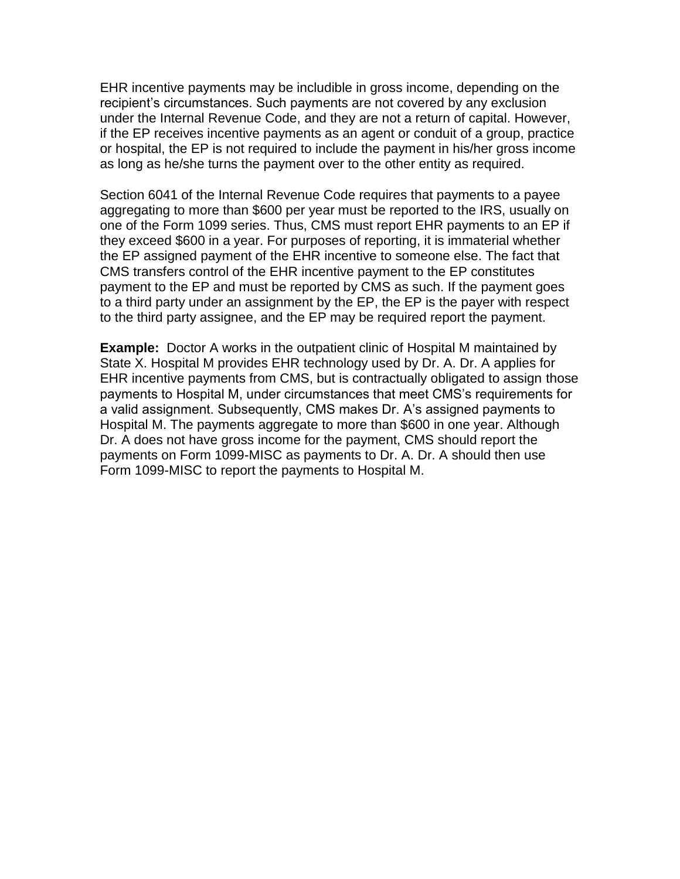EHR incentive payments may be includible in gross income, depending on the recipient's circumstances. Such payments are not covered by any exclusion under the Internal Revenue Code, and they are not a return of capital. However, if the EP receives incentive payments as an agent or conduit of a group, practice or hospital, the EP is not required to include the payment in his/her gross income as long as he/she turns the payment over to the other entity as required.

Section 6041 of the Internal Revenue Code requires that payments to a payee aggregating to more than $600 per year must be reported to the IRS, usually on one of the Form 1099 series. Thus, CMS must report EHR payments to an EP if they exceed $600 in a year. For purposes of reporting, it is immaterial whether the EP assigned payment of the EHR incentive to someone else. The fact that CMS transfers control of the EHR incentive payment to the EP constitutes payment to the EP and must be reported by CMS as such. If the payment goes to a third party under an assignment by the EP, the EP is the payer with respect to the third party assignee, and the EP may be required report the payment.

**Example:** Doctor A works in the outpatient clinic of Hospital M maintained by State X. Hospital M provides EHR technology used by Dr. A. Dr. A applies for EHR incentive payments from CMS, but is contractually obligated to assign those payments to Hospital M, under circumstances that meet CMS's requirements for a valid assignment. Subsequently, CMS makes Dr. A's assigned payments to Hospital M. The payments aggregate to more than $600 in one year. Although Dr. A does not have gross income for the payment, CMS should report the payments on Form 1099-MISC as payments to Dr. A. Dr. A should then use Form 1099-MISC to report the payments to Hospital M.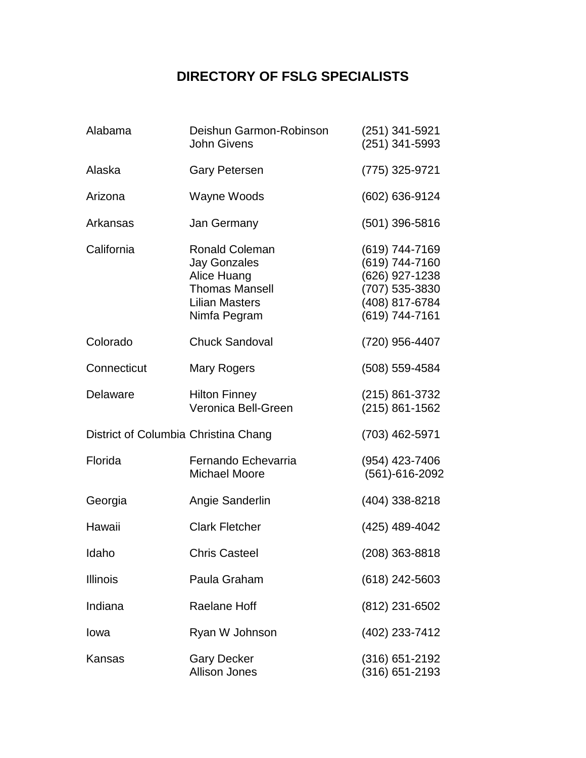# DIRECTORY OF FSLG SPECIALISTS

| State | Specialist | Phone |
| --- | --- | --- |
| Alabama | Deishun Garmon-Robinson | (251) 341-5921 |
| | John Givens | (251) 341-5993 |
| Alaska | Gary Petersen | (775) 325-9721 |
| Arizona | Wayne Woods | (602) 636-9124 |
| Arkansas | Jan Germany | (501) 396-5816 |
| California | Ronald Coleman | (619) 744-7169 |
| | Jay Gonzales | (619) 744-7160 |
| | Alice Huang | (626) 927-1238 |
| | Thomas Mansell | (707) 535-3830 |
| | Lilian Masters | (408) 817-6784 |
| | Nimfa Pegram | (619) 744-7161 |
| Colorado | Chuck Sandoval | (720) 956-4407 |
| Connecticut | Mary Rogers | (508) 559-4584 |
| Delaware | Hilton Finney | (215) 861-3732 |
| | Veronica Bell-Green | (215) 861-1562 |
| District of Columbia | Christina Chang | (703) 462-5971 |
| Florida | Fernando Echevarria | (954) 423-7406 |
| | Michael Moore | (561)-616-2092 |
| Georgia | Angie Sanderlin | (404) 338-8218 |
| Hawaii | Clark Fletcher | (425) 489-4042 |
| Idaho | Chris Casteel | (208) 363-8818 |
| Illinois | Paula Graham | (618) 242-5603 |
| Indiana | Raelane Hoff | (812) 231-6502 |
| Iowa | Ryan W Johnson | (402) 233-7412 |
| Kansas | Gary Decker | (316) 651-2192 |
| | Allison Jones | (316) 651-2193 |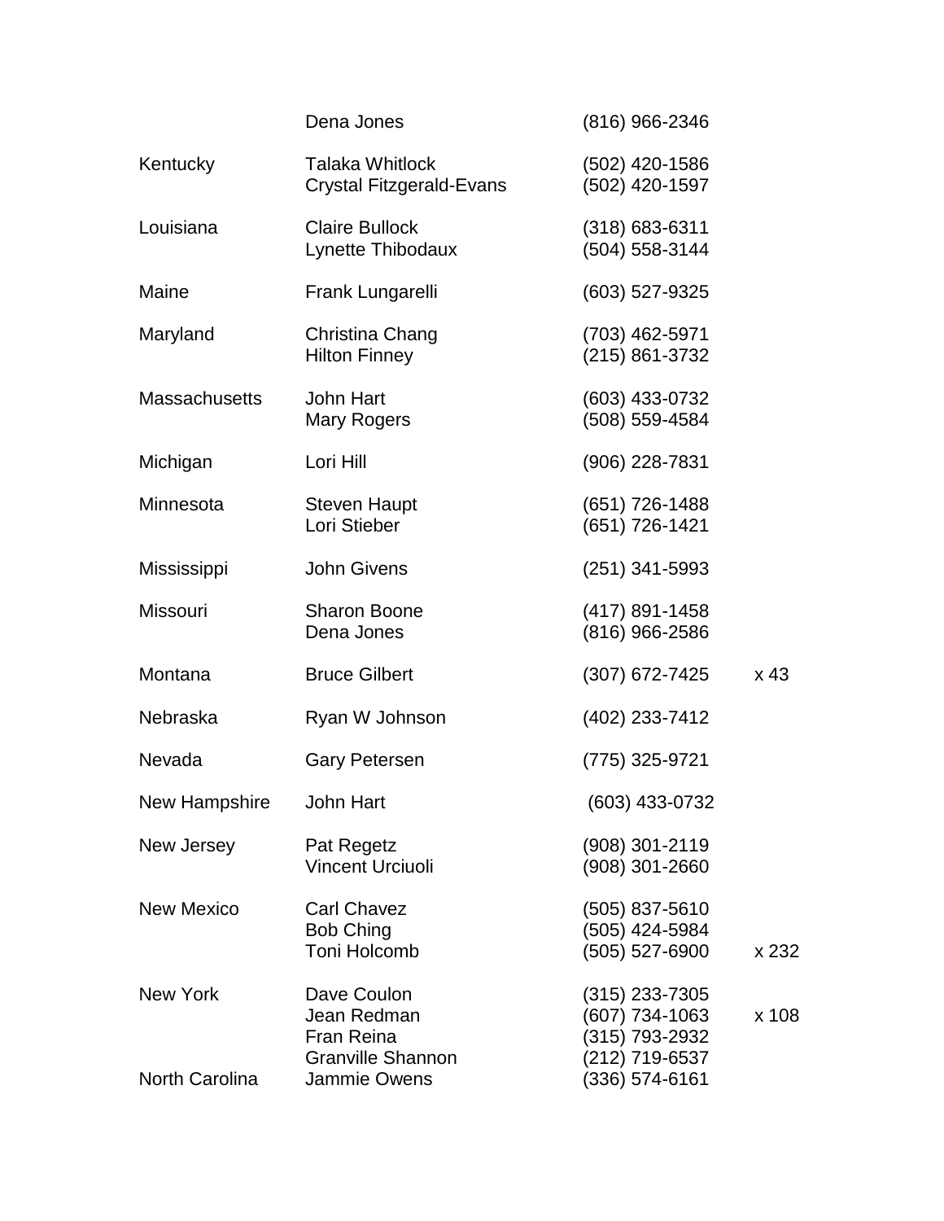| | | | |
|---|---|---|---|
| | Dena Jones | (816) 966-2346 | |
| Kentucky | Talaka Whitlock | (502) 420-1586 | |
| | Crystal Fitzgerald-Evans | (502) 420-1597 | |
| Louisiana | Claire Bullock | (318) 683-6311 | |
| | Lynette Thibodaux | (504) 558-3144 | |
| Maine | Frank Lungarelli | (603) 527-9325 | |
| Maryland | Christina Chang | (703) 462-5971 | |
| | Hilton Finney | (215) 861-3732 | |
| Massachusetts | John Hart | (603) 433-0732 | |
| | Mary Rogers | (508) 559-4584 | |
| Michigan | Lori Hill | (906) 228-7831 | |
| Minnesota | Steven Haupt | (651) 726-1488 | |
| | Lori Stieber | (651) 726-1421 | |
| Mississippi | John Givens | (251) 341-5993 | |
| Missouri | Sharon Boone | (417) 891-1458 | |
| | Dena Jones | (816) 966-2586 | |
| Montana | Bruce Gilbert | (307) 672-7425 | x 43 |
| Nebraska | Ryan W Johnson | (402) 233-7412 | |
| Nevada | Gary Petersen | (775) 325-9721 | |
| New Hampshire | John Hart | (603) 433-0732 | |
| New Jersey | Pat Regetz | (908) 301-2119 | |
| | Vincent Urciuoli | (908) 301-2660 | |
| New Mexico | Carl Chavez | (505) 837-5610 | |
| | Bob Ching | (505) 424-5984 | |
| | Toni Holcomb | (505) 527-6900 | x 232 |
| New York | Dave Coulon | (315) 233-7305 | |
| | Jean Redman | (607) 734-1063 | x 108 |
| | Fran Reina | (315) 793-2932 | |
| | Granville Shannon | (212) 719-6537 | |
| North Carolina | Jammie Owens | (336) 574-6161 | |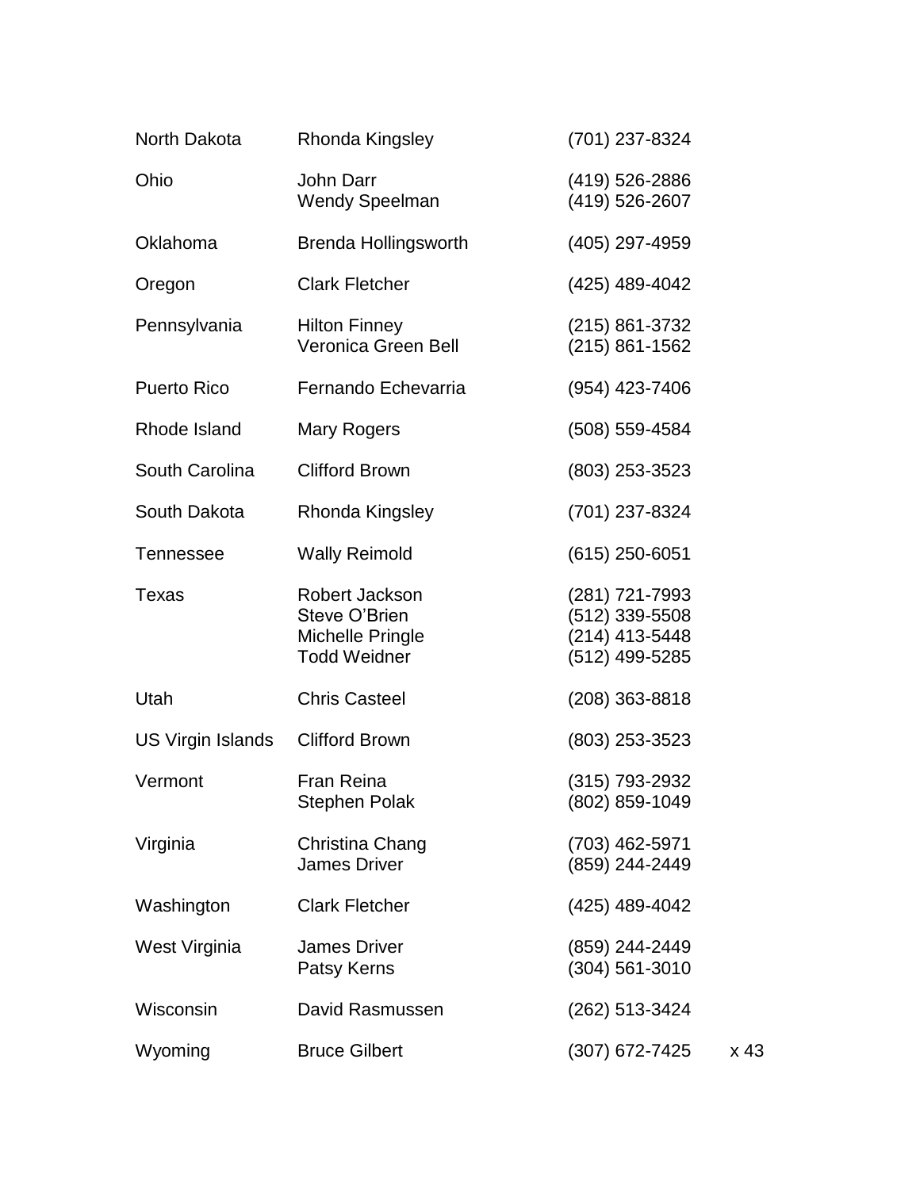| | | | |
|---|---|---|---|
| North Dakota | Rhonda Kingsley | (701) 237-8324 | |
| Ohio | John Darr | (419) 526-2886 | |
| | Wendy Speelman | (419) 526-2607 | |
| Oklahoma | Brenda Hollingsworth | (405) 297-4959 | |
| Oregon | Clark Fletcher | (425) 489-4042 | |
| Pennsylvania | Hilton Finney | (215) 861-3732 | |
| | Veronica Green Bell | (215) 861-1562 | |
| Puerto Rico | Fernando Echevarria | (954) 423-7406 | |
| Rhode Island | Mary Rogers | (508) 559-4584 | |
| South Carolina | Clifford Brown | (803) 253-3523 | |
| South Dakota | Rhonda Kingsley | (701) 237-8324 | |
| Tennessee | Wally Reimold | (615) 250-6051 | |
| Texas | Robert Jackson | (281) 721-7993 | |
| | Steve O'Brien | (512) 339-5508 | |
| | Michelle Pringle | (214) 413-5448 | |
| | Todd Weidner | (512) 499-5285 | |
| Utah | Chris Casteel | (208) 363-8818 | |
| US Virgin Islands | Clifford Brown | (803) 253-3523 | |
| Vermont | Fran Reina | (315) 793-2932 | |
| | Stephen Polak | (802) 859-1049 | |
| Virginia | Christina Chang | (703) 462-5971 | |
| | James Driver | (859) 244-2449 | |
| Washington | Clark Fletcher | (425) 489-4042 | |
| West Virginia | James Driver | (859) 244-2449 | |
| | Patsy Kerns | (304) 561-3010 | |
| Wisconsin | David Rasmussen | (262) 513-3424 | |
| Wyoming | Bruce Gilbert | (307) 672-7425 | x 43 |